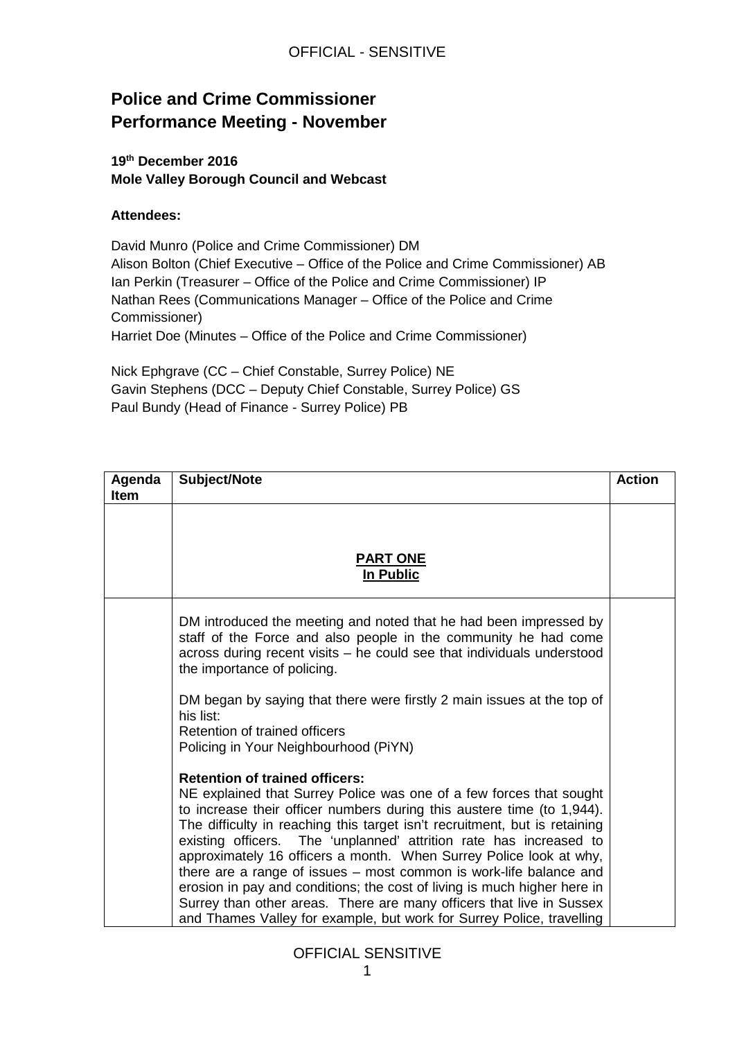# Police and Crime Commissioner Performance Meeting - November

**19th December 2016**
**Mole Valley Borough Council and Webcast**

**Attendees:**

David Munro (Police and Crime Commissioner) DM
Alison Bolton (Chief Executive – Office of the Police and Crime Commissioner) AB
Ian Perkin (Treasurer – Office of the Police and Crime Commissioner) IP
Nathan Rees (Communications Manager – Office of the Police and Crime Commissioner)
Harriet Doe (Minutes – Office of the Police and Crime Commissioner)

Nick Ephgrave (CC – Chief Constable, Surrey Police) NE
Gavin Stephens (DCC – Deputy Chief Constable, Surrey Police) GS
Paul Bundy (Head of Finance - Surrey Police) PB

| Agenda Item | Subject/Note | Action |
|---|---|---|
| | **PART ONE**<br>**In Public** | |
| | DM introduced the meeting and noted that he had been impressed by staff of the Force and also people in the community he had come across during recent visits – he could see that individuals understood the importance of policing.<br><br>DM began by saying that there were firstly 2 main issues at the top of his list:<br>Retention of trained officers<br>Policing in Your Neighbourhood (PiYN)<br><br>**Retention of trained officers:**<br>NE explained that Surrey Police was one of a few forces that sought to increase their officer numbers during this austere time (to 1,944). The difficulty in reaching this target isn't recruitment, but is retaining existing officers. The 'unplanned' attrition rate has increased to approximately 16 officers a month. When Surrey Police look at why, there are a range of issues – most common is work-life balance and erosion in pay and conditions; the cost of living is much higher here in Surrey than other areas. There are many officers that live in Sussex and Thames Valley for example, but work for Surrey Police, travelling | |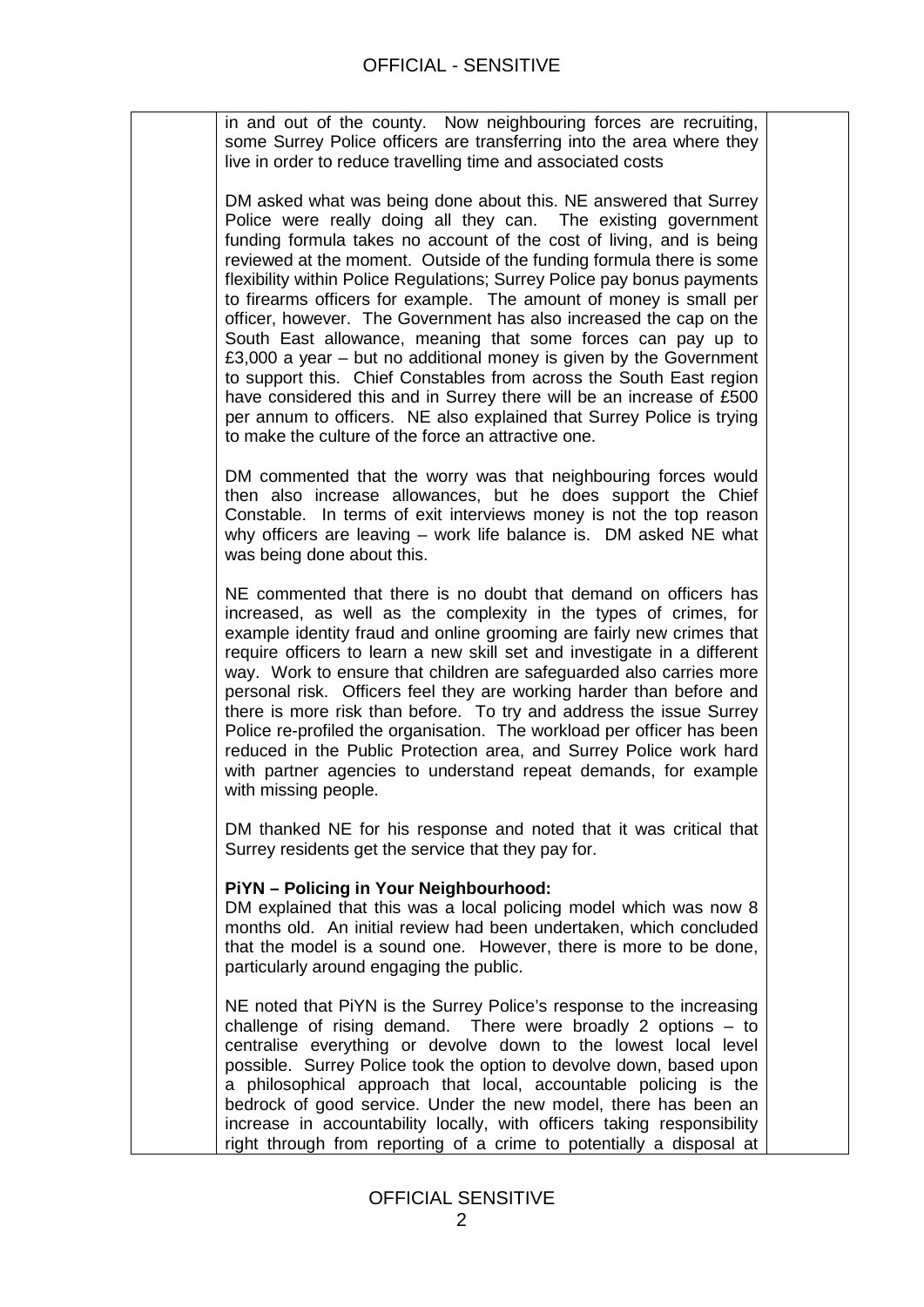in and out of the county. Now neighbouring forces are recruiting, some Surrey Police officers are transferring into the area where they live in order to reduce travelling time and associated costs

DM asked what was being done about this. NE answered that Surrey Police were really doing all they can. The existing government funding formula takes no account of the cost of living, and is being reviewed at the moment. Outside of the funding formula there is some flexibility within Police Regulations; Surrey Police pay bonus payments to firearms officers for example. The amount of money is small per officer, however. The Government has also increased the cap on the South East allowance, meaning that some forces can pay up to £3,000 a year – but no additional money is given by the Government to support this. Chief Constables from across the South East region have considered this and in Surrey there will be an increase of £500 per annum to officers. NE also explained that Surrey Police is trying to make the culture of the force an attractive one.

DM commented that the worry was that neighbouring forces would then also increase allowances, but he does support the Chief Constable. In terms of exit interviews money is not the top reason why officers are leaving – work life balance is. DM asked NE what was being done about this.

NE commented that there is no doubt that demand on officers has increased, as well as the complexity in the types of crimes, for example identity fraud and online grooming are fairly new crimes that require officers to learn a new skill set and investigate in a different way. Work to ensure that children are safeguarded also carries more personal risk. Officers feel they are working harder than before and there is more risk than before. To try and address the issue Surrey Police re-profiled the organisation. The workload per officer has been reduced in the Public Protection area, and Surrey Police work hard with partner agencies to understand repeat demands, for example with missing people.

DM thanked NE for his response and noted that it was critical that Surrey residents get the service that they pay for.

**PiYN – Policing in Your Neighbourhood:**
DM explained that this was a local policing model which was now 8 months old. An initial review had been undertaken, which concluded that the model is a sound one. However, there is more to be done, particularly around engaging the public.

NE noted that PiYN is the Surrey Police's response to the increasing challenge of rising demand. There were broadly 2 options – to centralise everything or devolve down to the lowest local level possible. Surrey Police took the option to devolve down, based upon a philosophical approach that local, accountable policing is the bedrock of good service. Under the new model, there has been an increase in accountability locally, with officers taking responsibility right through from reporting of a crime to potentially a disposal at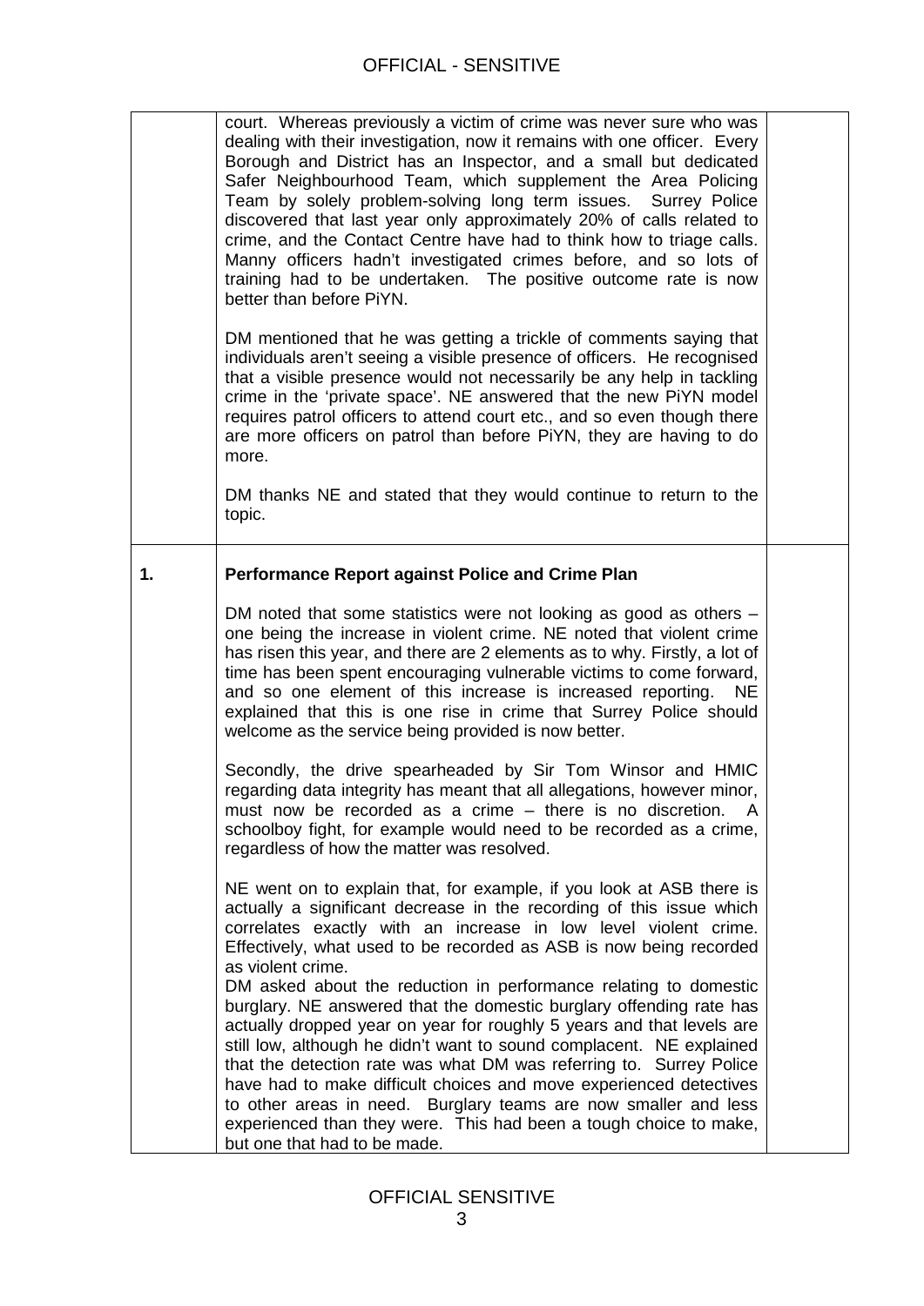| | | |
|---|---|---|
| | court. Whereas previously a victim of crime was never sure who was dealing with their investigation, now it remains with one officer. Every Borough and District has an Inspector, and a small but dedicated Safer Neighbourhood Team, which supplement the Area Policing Team by solely problem-solving long term issues. Surrey Police discovered that last year only approximately 20% of calls related to crime, and the Contact Centre have had to think how to triage calls. Manny officers hadn't investigated crimes before, and so lots of training had to be undertaken. The positive outcome rate is now better than before PiYN.<br><br>DM mentioned that he was getting a trickle of comments saying that individuals aren't seeing a visible presence of officers. He recognised that a visible presence would not necessarily be any help in tackling crime in the 'private space'. NE answered that the new PiYN model requires patrol officers to attend court etc., and so even though there are more officers on patrol than before PiYN, they are having to do more.<br><br>DM thanks NE and stated that they would continue to return to the topic. | |
| **1.** | **Performance Report against Police and Crime Plan**<br><br>DM noted that some statistics were not looking as good as others – one being the increase in violent crime. NE noted that violent crime has risen this year, and there are 2 elements as to why. Firstly, a lot of time has been spent encouraging vulnerable victims to come forward, and so one element of this increase is increased reporting. NE explained that this is one rise in crime that Surrey Police should welcome as the service being provided is now better.<br><br>Secondly, the drive spearheaded by Sir Tom Winsor and HMIC regarding data integrity has meant that all allegations, however minor, must now be recorded as a crime – there is no discretion. A schoolboy fight, for example would need to be recorded as a crime, regardless of how the matter was resolved.<br><br>NE went on to explain that, for example, if you look at ASB there is actually a significant decrease in the recording of this issue which correlates exactly with an increase in low level violent crime. Effectively, what used to be recorded as ASB is now being recorded as violent crime.<br>DM asked about the reduction in performance relating to domestic burglary. NE answered that the domestic burglary offending rate has actually dropped year on year for roughly 5 years and that levels are still low, although he didn't want to sound complacent. NE explained that the detection rate was what DM was referring to. Surrey Police have had to make difficult choices and move experienced detectives to other areas in need. Burglary teams are now smaller and less experienced than they were. This had been a tough choice to make, but one that had to be made. | |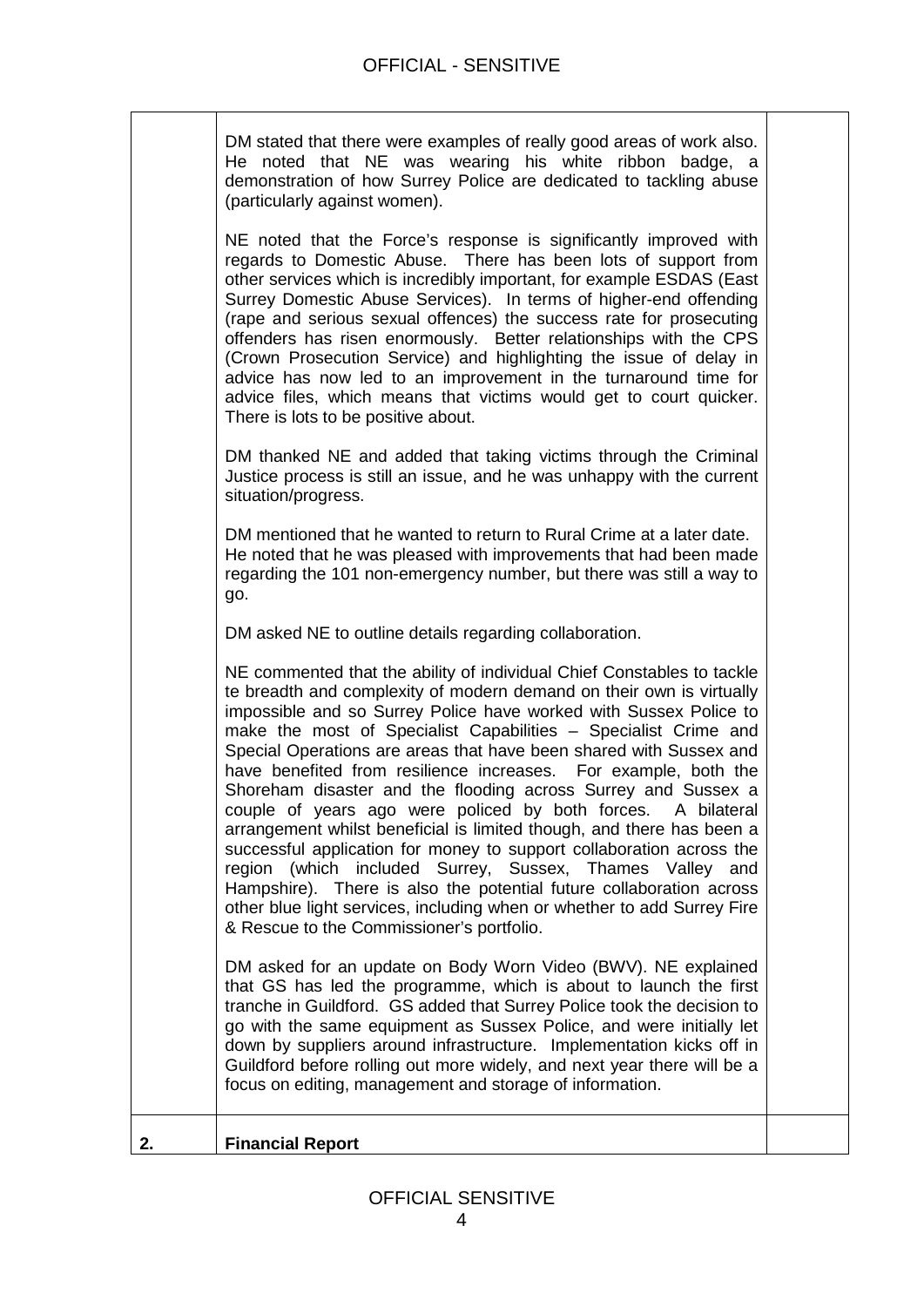| | | |
|---|---|---|
| | DM stated that there were examples of really good areas of work also. He noted that NE was wearing his white ribbon badge, a demonstration of how Surrey Police are dedicated to tackling abuse (particularly against women).<br><br>NE noted that the Force's response is significantly improved with regards to Domestic Abuse. There has been lots of support from other services which is incredibly important, for example ESDAS (East Surrey Domestic Abuse Services). In terms of higher-end offending (rape and serious sexual offences) the success rate for prosecuting offenders has risen enormously. Better relationships with the CPS (Crown Prosecution Service) and highlighting the issue of delay in advice has now led to an improvement in the turnaround time for advice files, which means that victims would get to court quicker. There is lots to be positive about.<br><br>DM thanked NE and added that taking victims through the Criminal Justice process is still an issue, and he was unhappy with the current situation/progress.<br><br>DM mentioned that he wanted to return to Rural Crime at a later date. He noted that he was pleased with improvements that had been made regarding the 101 non-emergency number, but there was still a way to go.<br><br>DM asked NE to outline details regarding collaboration.<br><br>NE commented that the ability of individual Chief Constables to tackle te breadth and complexity of modern demand on their own is virtually impossible and so Surrey Police have worked with Sussex Police to make the most of Specialist Capabilities – Specialist Crime and Special Operations are areas that have been shared with Sussex and have benefited from resilience increases. For example, both the Shoreham disaster and the flooding across Surrey and Sussex a couple of years ago were policed by both forces. A bilateral arrangement whilst beneficial is limited though, and there has been a successful application for money to support collaboration across the region (which included Surrey, Sussex, Thames Valley and Hampshire). There is also the potential future collaboration across other blue light services, including when or whether to add Surrey Fire & Rescue to the Commissioner's portfolio.<br><br>DM asked for an update on Body Worn Video (BWV). NE explained that GS has led the programme, which is about to launch the first tranche in Guildford. GS added that Surrey Police took the decision to go with the same equipment as Sussex Police, and were initially let down by suppliers around infrastructure. Implementation kicks off in Guildford before rolling out more widely, and next year there will be a focus on editing, management and storage of information. | |
| **2.** | **Financial Report** | |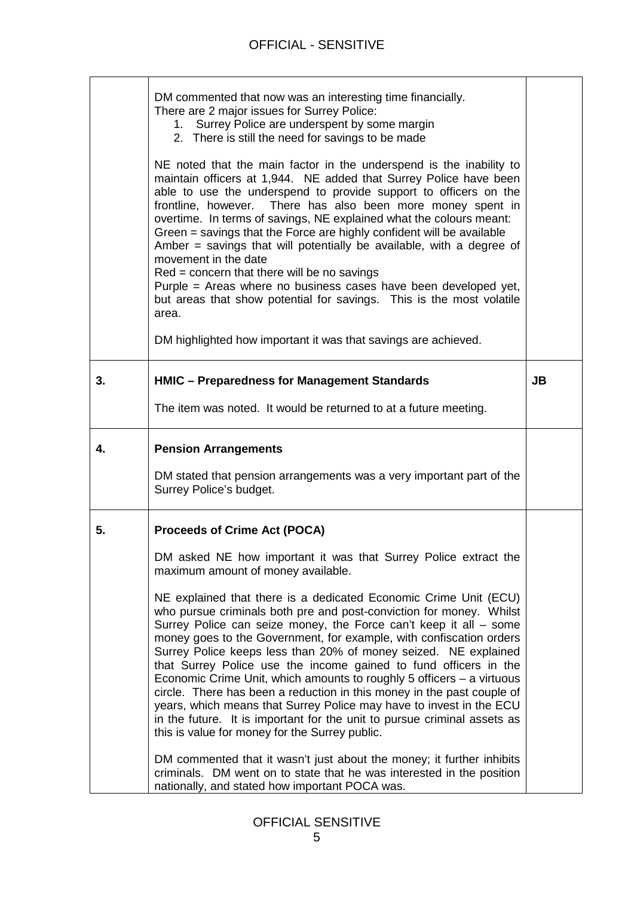|  |  |  |
|---|---|---|
|  | DM commented that now was an interesting time financially.<br>There are 2 major issues for Surrey Police:<br>1. Surrey Police are underspent by some margin<br>2. There is still the need for savings to be made<br><br>NE noted that the main factor in the underspend is the inability to maintain officers at 1,944. NE added that Surrey Police have been able to use the underspend to provide support to officers on the frontline, however. There has also been more money spent in overtime. In terms of savings, NE explained what the colours meant:<br>Green = savings that the Force are highly confident will be available<br>Amber = savings that will potentially be available, with a degree of movement in the date<br>Red = concern that there will be no savings<br>Purple = Areas where no business cases have been developed yet, but areas that show potential for savings. This is the most volatile area.<br><br>DM highlighted how important it was that savings are achieved. |  |
| **3.** | **HMIC – Preparedness for Management Standards**<br><br>The item was noted. It would be returned to at a future meeting. | **JB** |
| **4.** | **Pension Arrangements**<br><br>DM stated that pension arrangements was a very important part of the Surrey Police's budget. |  |
| **5.** | **Proceeds of Crime Act (POCA)**<br><br>DM asked NE how important it was that Surrey Police extract the maximum amount of money available.<br><br>NE explained that there is a dedicated Economic Crime Unit (ECU) who pursue criminals both pre and post-conviction for money. Whilst Surrey Police can seize money, the Force can't keep it all – some money goes to the Government, for example, with confiscation orders Surrey Police keeps less than 20% of money seized. NE explained that Surrey Police use the income gained to fund officers in the Economic Crime Unit, which amounts to roughly 5 officers – a virtuous circle. There has been a reduction in this money in the past couple of years, which means that Surrey Police may have to invest in the ECU in the future. It is important for the unit to pursue criminal assets as this is value for money for the Surrey public.<br><br>DM commented that it wasn't just about the money; it further inhibits criminals. DM went on to state that he was interested in the position nationally, and stated how important POCA was. |  |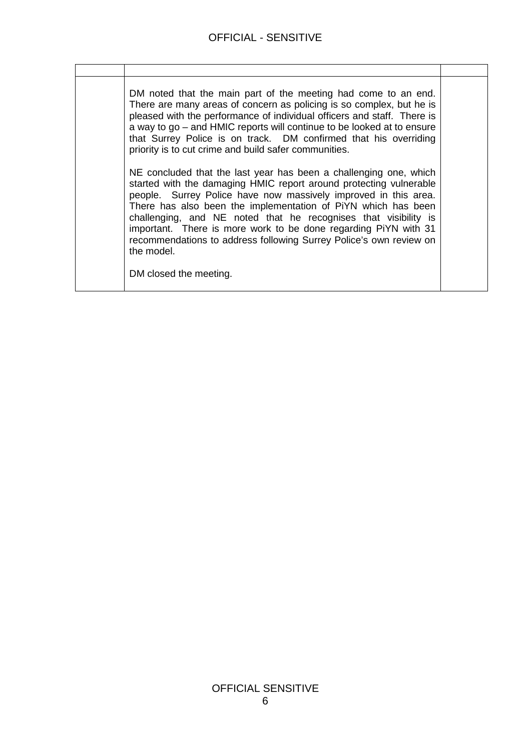| | | |
|---|---|---|
| | DM noted that the main part of the meeting had come to an end. There are many areas of concern as policing is so complex, but he is pleased with the performance of individual officers and staff. There is a way to go – and HMIC reports will continue to be looked at to ensure that Surrey Police is on track. DM confirmed that his overriding priority is to cut crime and build safer communities.<br><br>NE concluded that the last year has been a challenging one, which started with the damaging HMIC report around protecting vulnerable people. Surrey Police have now massively improved in this area. There has also been the implementation of PiYN which has been challenging, and NE noted that he recognises that visibility is important. There is more work to be done regarding PiYN with 31 recommendations to address following Surrey Police's own review on the model.<br><br>DM closed the meeting. | |